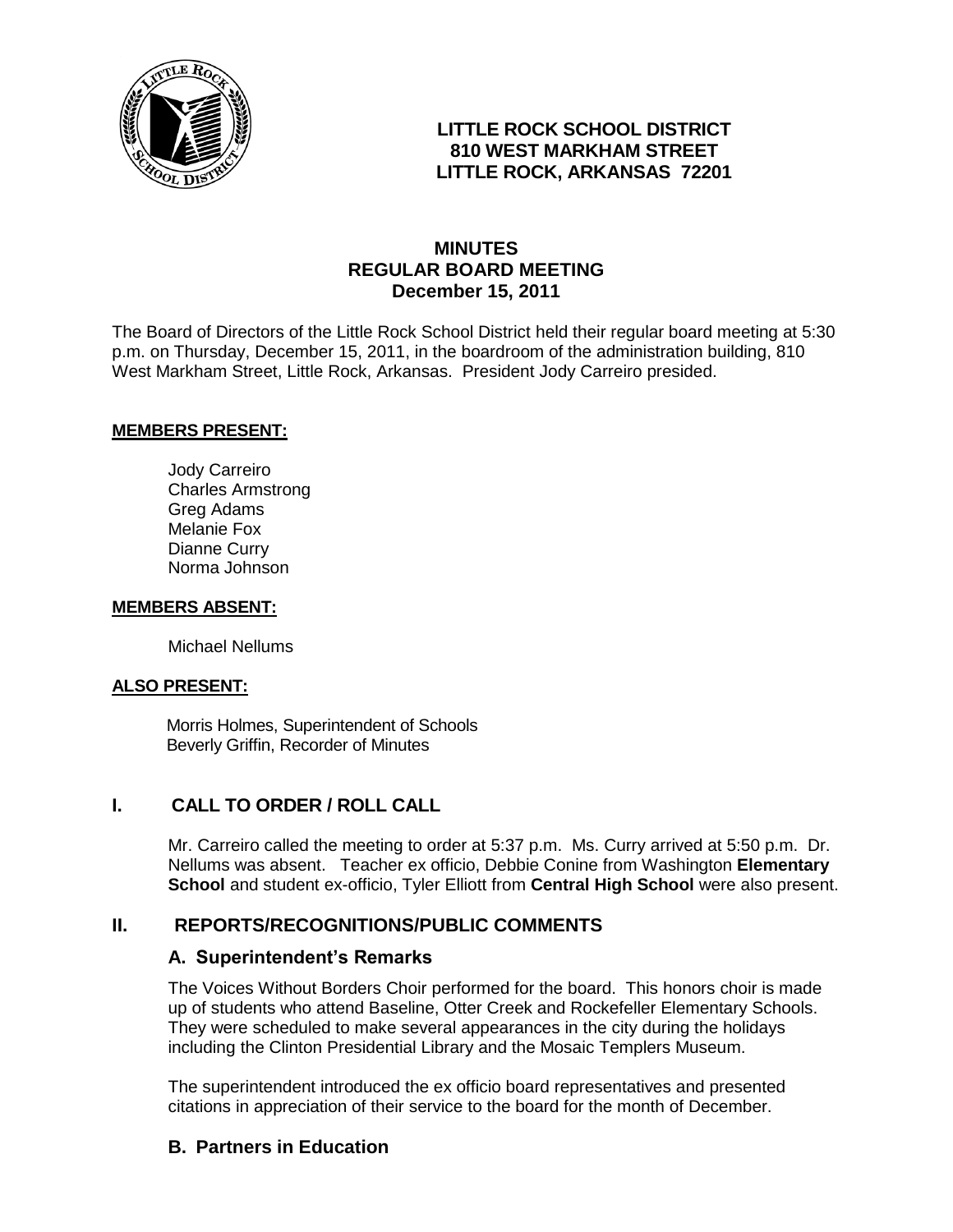**LITTLE ROCK SCHOOL DISTRICT**
**810 WEST MARKHAM STREET**
**LITTLE ROCK, ARKANSAS 72201**

# MINUTES
## REGULAR BOARD MEETING
### December 15, 2011

The Board of Directors of the Little Rock School District held their regular board meeting at 5:30 p.m. on Thursday, December 15, 2011, in the boardroom of the administration building, 810 West Markham Street, Little Rock, Arkansas. President Jody Carreiro presided.

**MEMBERS PRESENT:**

Jody Carreiro
Charles Armstrong
Greg Adams
Melanie Fox
Dianne Curry
Norma Johnson

**MEMBERS ABSENT:**

Michael Nellums

**ALSO PRESENT:**

Morris Holmes, Superintendent of Schools
Beverly Griffin, Recorder of Minutes

## I. CALL TO ORDER / ROLL CALL

Mr. Carreiro called the meeting to order at 5:37 p.m. Ms. Curry arrived at 5:50 p.m. Dr. Nellums was absent. Teacher ex officio, Debbie Conine from Washington **Elementary School** and student ex-officio, Tyler Elliott from **Central High School** were also present.

## II. REPORTS/RECOGNITIONS/PUBLIC COMMENTS

### A. Superintendent's Remarks

The Voices Without Borders Choir performed for the board. This honors choir is made up of students who attend Baseline, Otter Creek and Rockefeller Elementary Schools. They were scheduled to make several appearances in the city during the holidays including the Clinton Presidential Library and the Mosaic Templers Museum.

The superintendent introduced the ex officio board representatives and presented citations in appreciation of their service to the board for the month of December.

### B. Partners in Education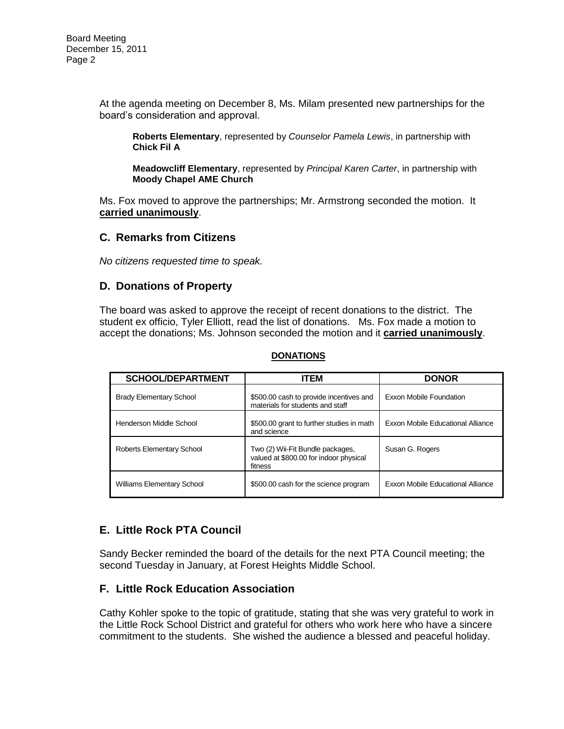At the agenda meeting on December 8, Ms. Milam presented new partnerships for the board's consideration and approval.

> **Roberts Elementary**, represented by *Counselor Pamela Lewis*, in partnership with **Chick Fil A**
>
> **Meadowcliff Elementary**, represented by *Principal Karen Carter*, in partnership with **Moody Chapel AME Church**

Ms. Fox moved to approve the partnerships; Mr. Armstrong seconded the motion. It **carried unanimously**.

## C. Remarks from Citizens

*No citizens requested time to speak.*

## D. Donations of Property

The board was asked to approve the receipt of recent donations to the district. The student ex officio, Tyler Elliott, read the list of donations. Ms. Fox made a motion to accept the donations; Ms. Johnson seconded the motion and it **carried unanimously**.

**DONATIONS**

| SCHOOL/DEPARTMENT | ITEM | DONOR |
|---|---|---|
| Brady Elementary School | $500.00 cash to provide incentives and materials for students and staff | Exxon Mobile Foundation |
| Henderson Middle School | $500.00 grant to further studies in math and science | Exxon Mobile Educational Alliance |
| Roberts Elementary School | Two (2) Wii-Fit Bundle packages, valued at $800.00 for indoor physical fitness | Susan G. Rogers |
| Williams Elementary School | $500.00 cash for the science program | Exxon Mobile Educational Alliance |

## E. Little Rock PTA Council

Sandy Becker reminded the board of the details for the next PTA Council meeting; the second Tuesday in January, at Forest Heights Middle School.

## F. Little Rock Education Association

Cathy Kohler spoke to the topic of gratitude, stating that she was very grateful to work in the Little Rock School District and grateful for others who work here who have a sincere commitment to the students. She wished the audience a blessed and peaceful holiday.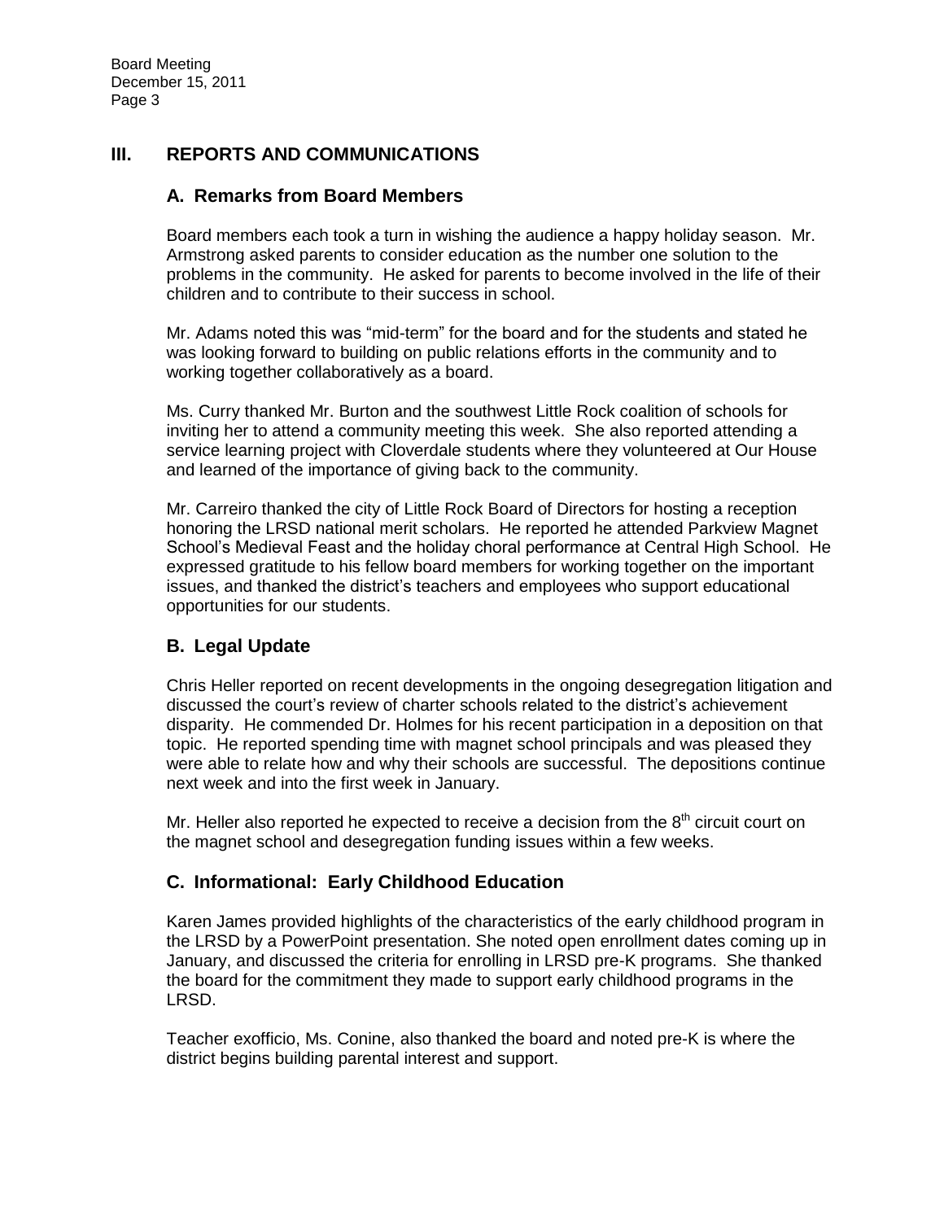## III. REPORTS AND COMMUNICATIONS

### A. Remarks from Board Members

Board members each took a turn in wishing the audience a happy holiday season. Mr. Armstrong asked parents to consider education as the number one solution to the problems in the community. He asked for parents to become involved in the life of their children and to contribute to their success in school.

Mr. Adams noted this was "mid-term" for the board and for the students and stated he was looking forward to building on public relations efforts in the community and to working together collaboratively as a board.

Ms. Curry thanked Mr. Burton and the southwest Little Rock coalition of schools for inviting her to attend a community meeting this week. She also reported attending a service learning project with Cloverdale students where they volunteered at Our House and learned of the importance of giving back to the community.

Mr. Carreiro thanked the city of Little Rock Board of Directors for hosting a reception honoring the LRSD national merit scholars. He reported he attended Parkview Magnet School's Medieval Feast and the holiday choral performance at Central High School. He expressed gratitude to his fellow board members for working together on the important issues, and thanked the district's teachers and employees who support educational opportunities for our students.

### B. Legal Update

Chris Heller reported on recent developments in the ongoing desegregation litigation and discussed the court's review of charter schools related to the district's achievement disparity. He commended Dr. Holmes for his recent participation in a deposition on that topic. He reported spending time with magnet school principals and was pleased they were able to relate how and why their schools are successful. The depositions continue next week and into the first week in January.

Mr. Heller also reported he expected to receive a decision from the 8th circuit court on the magnet school and desegregation funding issues within a few weeks.

### C. Informational: Early Childhood Education

Karen James provided highlights of the characteristics of the early childhood program in the LRSD by a PowerPoint presentation. She noted open enrollment dates coming up in January, and discussed the criteria for enrolling in LRSD pre-K programs. She thanked the board for the commitment they made to support early childhood programs in the LRSD.

Teacher exofficio, Ms. Conine, also thanked the board and noted pre-K is where the district begins building parental interest and support.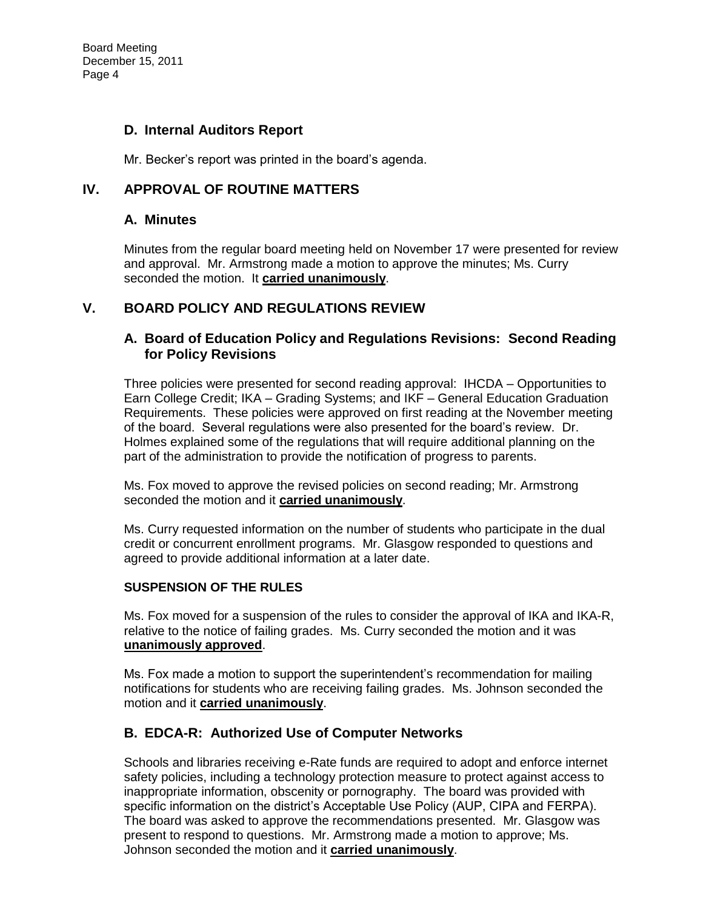### D. Internal Auditors Report

Mr. Becker's report was printed in the board's agenda.

## IV. APPROVAL OF ROUTINE MATTERS

### A. Minutes

Minutes from the regular board meeting held on November 17 were presented for review and approval. Mr. Armstrong made a motion to approve the minutes; Ms. Curry seconded the motion. It **carried unanimously**.

## V. BOARD POLICY AND REGULATIONS REVIEW

### A. Board of Education Policy and Regulations Revisions: Second Reading for Policy Revisions

Three policies were presented for second reading approval: IHCDA – Opportunities to Earn College Credit; IKA – Grading Systems; and IKF – General Education Graduation Requirements. These policies were approved on first reading at the November meeting of the board. Several regulations were also presented for the board's review. Dr. Holmes explained some of the regulations that will require additional planning on the part of the administration to provide the notification of progress to parents.

Ms. Fox moved to approve the revised policies on second reading; Mr. Armstrong seconded the motion and it **carried unanimously**.

Ms. Curry requested information on the number of students who participate in the dual credit or concurrent enrollment programs. Mr. Glasgow responded to questions and agreed to provide additional information at a later date.

**SUSPENSION OF THE RULES**

Ms. Fox moved for a suspension of the rules to consider the approval of IKA and IKA-R, relative to the notice of failing grades. Ms. Curry seconded the motion and it was **unanimously approved**.

Ms. Fox made a motion to support the superintendent's recommendation for mailing notifications for students who are receiving failing grades. Ms. Johnson seconded the motion and it **carried unanimously**.

### B. EDCA-R: Authorized Use of Computer Networks

Schools and libraries receiving e-Rate funds are required to adopt and enforce internet safety policies, including a technology protection measure to protect against access to inappropriate information, obscenity or pornography. The board was provided with specific information on the district's Acceptable Use Policy (AUP, CIPA and FERPA). The board was asked to approve the recommendations presented. Mr. Glasgow was present to respond to questions. Mr. Armstrong made a motion to approve; Ms. Johnson seconded the motion and it **carried unanimously**.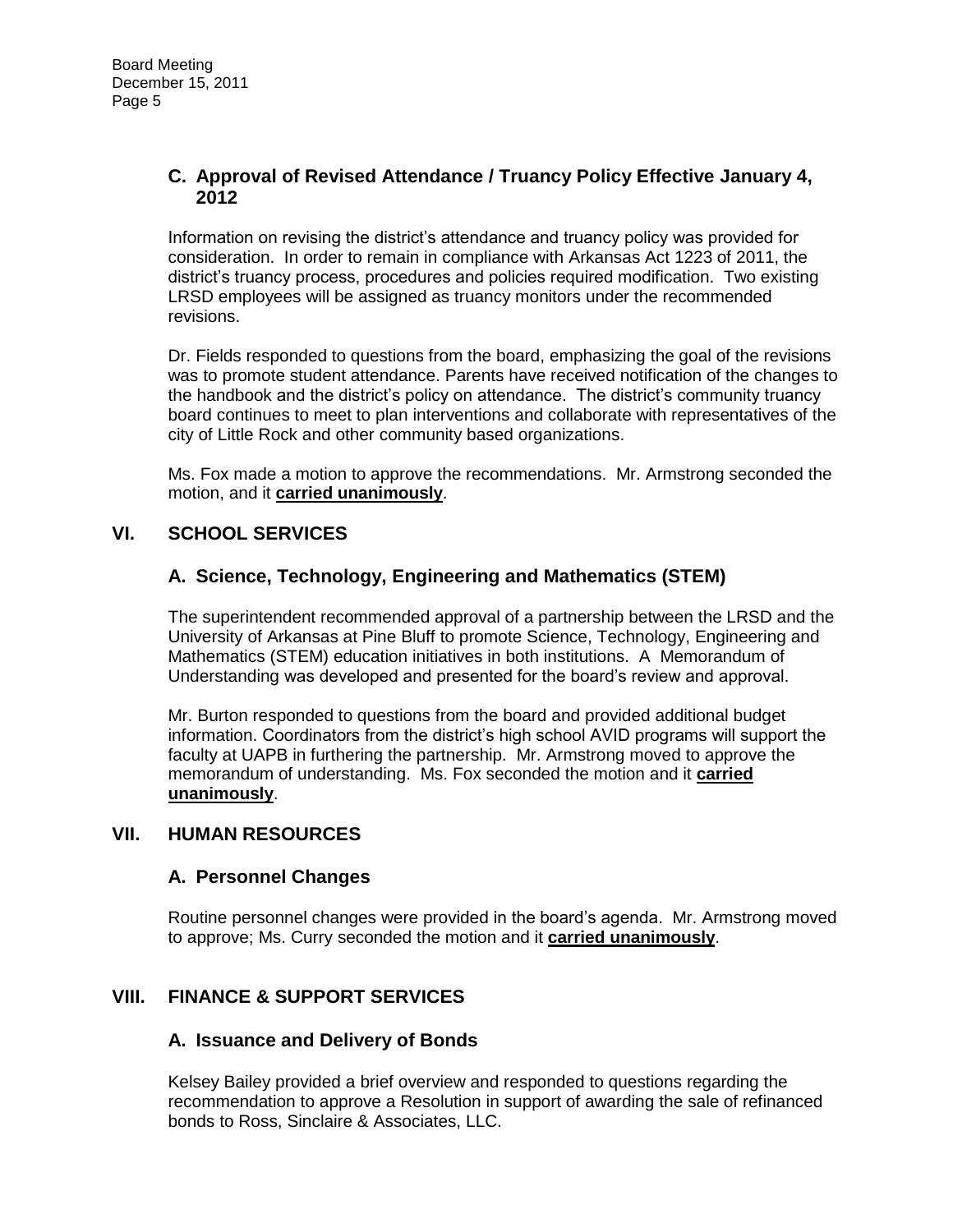### C. Approval of Revised Attendance / Truancy Policy Effective January 4, 2012

Information on revising the district's attendance and truancy policy was provided for consideration. In order to remain in compliance with Arkansas Act 1223 of 2011, the district's truancy process, procedures and policies required modification. Two existing LRSD employees will be assigned as truancy monitors under the recommended revisions.

Dr. Fields responded to questions from the board, emphasizing the goal of the revisions was to promote student attendance. Parents have received notification of the changes to the handbook and the district's policy on attendance. The district's community truancy board continues to meet to plan interventions and collaborate with representatives of the city of Little Rock and other community based organizations.

Ms. Fox made a motion to approve the recommendations. Mr. Armstrong seconded the motion, and it **carried unanimously**.

## VI. SCHOOL SERVICES

### A. Science, Technology, Engineering and Mathematics (STEM)

The superintendent recommended approval of a partnership between the LRSD and the University of Arkansas at Pine Bluff to promote Science, Technology, Engineering and Mathematics (STEM) education initiatives in both institutions. A Memorandum of Understanding was developed and presented for the board's review and approval.

Mr. Burton responded to questions from the board and provided additional budget information. Coordinators from the district's high school AVID programs will support the faculty at UAPB in furthering the partnership. Mr. Armstrong moved to approve the memorandum of understanding. Ms. Fox seconded the motion and it **carried unanimously**.

## VII. HUMAN RESOURCES

### A. Personnel Changes

Routine personnel changes were provided in the board's agenda. Mr. Armstrong moved to approve; Ms. Curry seconded the motion and it **carried unanimously**.

## VIII. FINANCE & SUPPORT SERVICES

### A. Issuance and Delivery of Bonds

Kelsey Bailey provided a brief overview and responded to questions regarding the recommendation to approve a Resolution in support of awarding the sale of refinanced bonds to Ross, Sinclaire & Associates, LLC.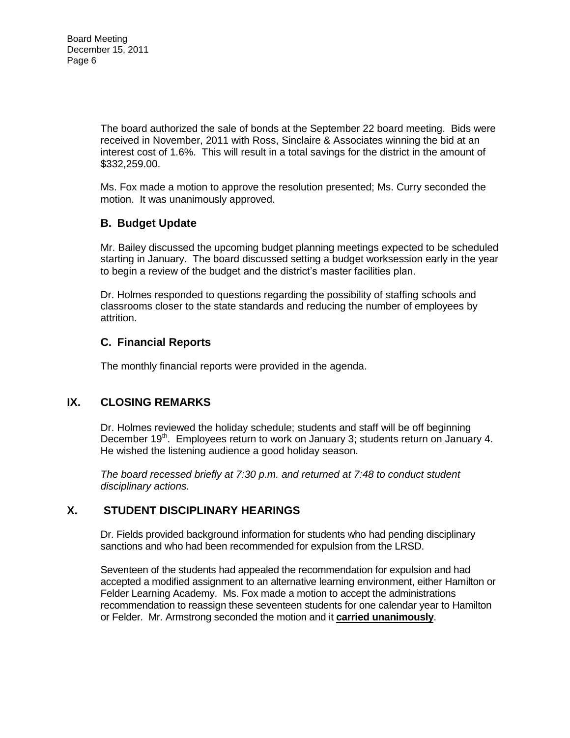The board authorized the sale of bonds at the September 22 board meeting. Bids were received in November, 2011 with Ross, Sinclaire & Associates winning the bid at an interest cost of 1.6%. This will result in a total savings for the district in the amount of $332,259.00.

Ms. Fox made a motion to approve the resolution presented; Ms. Curry seconded the motion. It was unanimously approved.

### B. Budget Update

Mr. Bailey discussed the upcoming budget planning meetings expected to be scheduled starting in January. The board discussed setting a budget worksession early in the year to begin a review of the budget and the district's master facilities plan.

Dr. Holmes responded to questions regarding the possibility of staffing schools and classrooms closer to the state standards and reducing the number of employees by attrition.

### C. Financial Reports

The monthly financial reports were provided in the agenda.

## IX. CLOSING REMARKS

Dr. Holmes reviewed the holiday schedule; students and staff will be off beginning December 19th. Employees return to work on January 3; students return on January 4. He wished the listening audience a good holiday season.

*The board recessed briefly at 7:30 p.m. and returned at 7:48 to conduct student disciplinary actions.*

## X. STUDENT DISCIPLINARY HEARINGS

Dr. Fields provided background information for students who had pending disciplinary sanctions and who had been recommended for expulsion from the LRSD.

Seventeen of the students had appealed the recommendation for expulsion and had accepted a modified assignment to an alternative learning environment, either Hamilton or Felder Learning Academy. Ms. Fox made a motion to accept the administrations recommendation to reassign these seventeen students for one calendar year to Hamilton or Felder. Mr. Armstrong seconded the motion and it **carried unanimously**.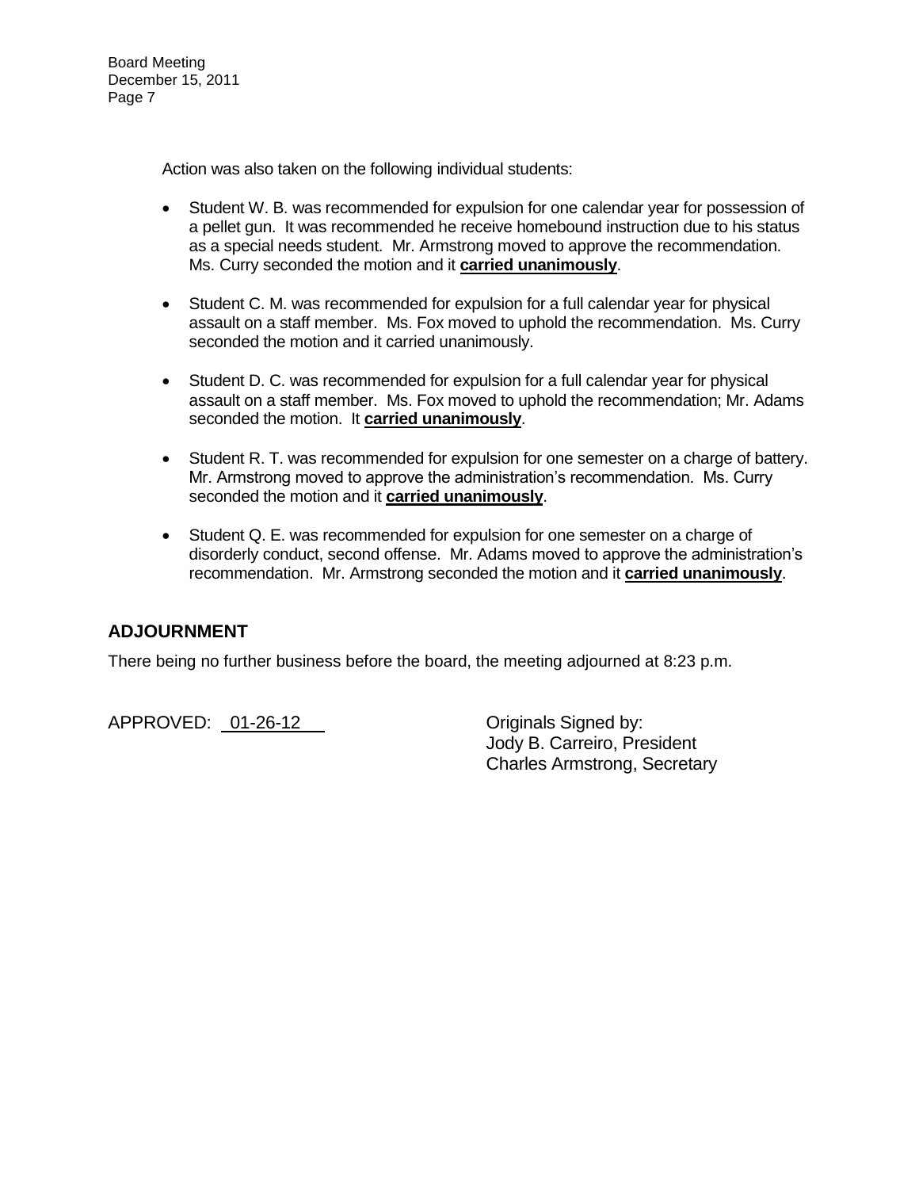Action was also taken on the following individual students:

- Student W. B. was recommended for expulsion for one calendar year for possession of a pellet gun. It was recommended he receive homebound instruction due to his status as a special needs student. Mr. Armstrong moved to approve the recommendation. Ms. Curry seconded the motion and it **carried unanimously**.

- Student C. M. was recommended for expulsion for a full calendar year for physical assault on a staff member. Ms. Fox moved to uphold the recommendation. Ms. Curry seconded the motion and it carried unanimously.

- Student D. C. was recommended for expulsion for a full calendar year for physical assault on a staff member. Ms. Fox moved to uphold the recommendation; Mr. Adams seconded the motion. It **carried unanimously**.

- Student R. T. was recommended for expulsion for one semester on a charge of battery. Mr. Armstrong moved to approve the administration's recommendation. Ms. Curry seconded the motion and it **carried unanimously**.

- Student Q. E. was recommended for expulsion for one semester on a charge of disorderly conduct, second offense. Mr. Adams moved to approve the administration's recommendation. Mr. Armstrong seconded the motion and it **carried unanimously**.

## ADJOURNMENT

There being no further business before the board, the meeting adjourned at 8:23 p.m.

APPROVED: 01-26-12

Originals Signed by:
Jody B. Carreiro, President
Charles Armstrong, Secretary